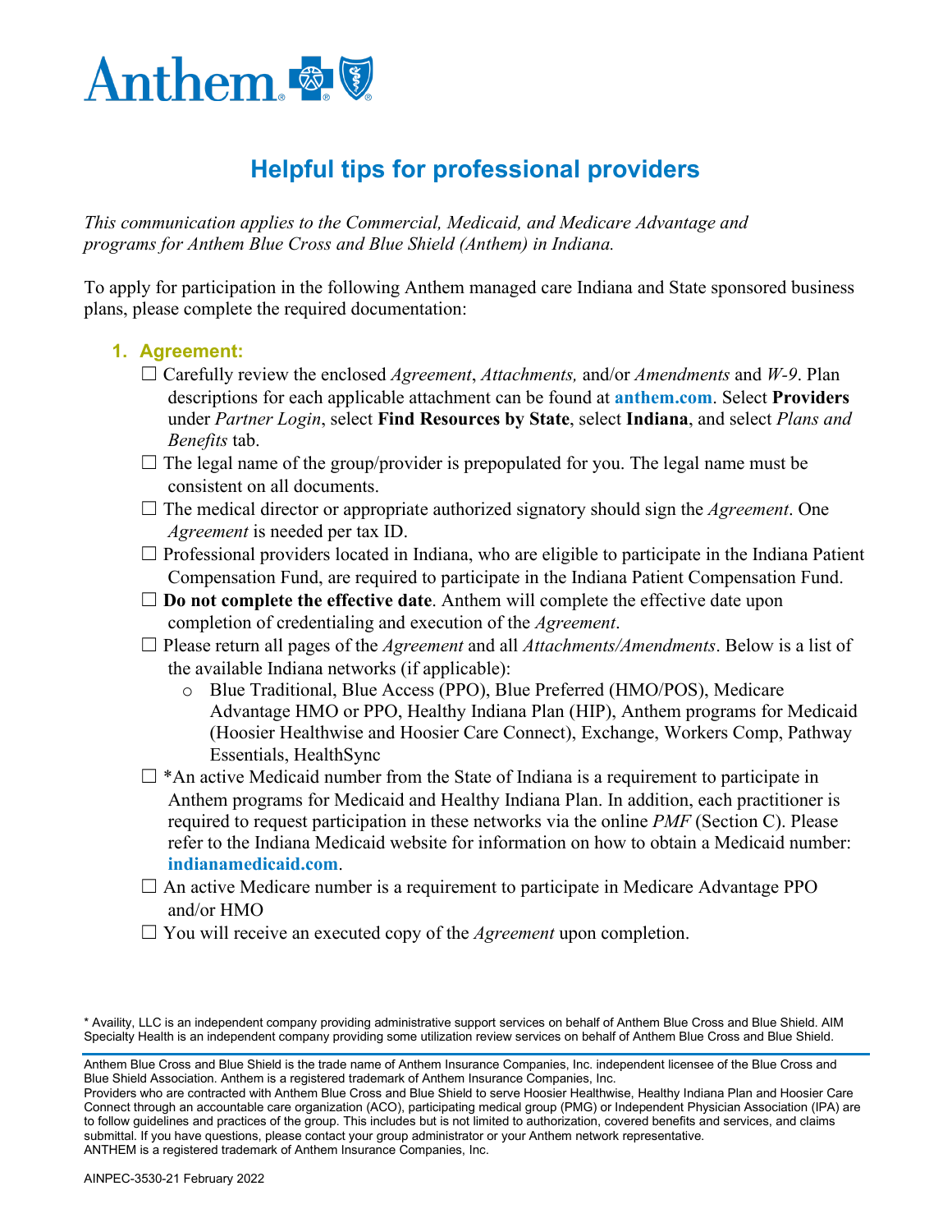# Helpful tips for professional providers

*This communication applies to the Commercial, Medicaid, and Medicare Advantage and programs for Anthem Blue Cross and Blue Shield (Anthem) in Indiana.*

To apply for participation in the following Anthem managed care Indiana and State sponsored business plans, please complete the required documentation:

## 1. Agreement:

- ☐ Carefully review the enclosed *Agreement*, *Attachments,* and/or *Amendments* and *W-9*. Plan descriptions for each applicable attachment can be found at **anthem.com**. Select **Providers** under *Partner Login*, select **Find Resources by State**, select **Indiana**, and select *Plans and Benefits* tab.
- ☐ The legal name of the group/provider is prepopulated for you. The legal name must be consistent on all documents.
- ☐ The medical director or appropriate authorized signatory should sign the *Agreement*. One *Agreement* is needed per tax ID.
- ☐ Professional providers located in Indiana, who are eligible to participate in the Indiana Patient Compensation Fund, are required to participate in the Indiana Patient Compensation Fund.
- ☐ **Do not complete the effective date**. Anthem will complete the effective date upon completion of credentialing and execution of the *Agreement*.
- ☐ Please return all pages of the *Agreement* and all *Attachments/Amendments*. Below is a list of the available Indiana networks (if applicable):
  - Blue Traditional, Blue Access (PPO), Blue Preferred (HMO/POS), Medicare Advantage HMO or PPO, Healthy Indiana Plan (HIP), Anthem programs for Medicaid (Hoosier Healthwise and Hoosier Care Connect), Exchange, Workers Comp, Pathway Essentials, HealthSync
- ☐ *An active Medicaid number from the State of Indiana is a requirement to participate in Anthem programs for Medicaid and Healthy Indiana Plan. In addition, each practitioner is required to request participation in these networks via the online *PMF* (Section C). Please refer to the Indiana Medicaid website for information on how to obtain a Medicaid number: **indianamedicaid.com**.
- ☐ An active Medicare number is a requirement to participate in Medicare Advantage PPO and/or HMO
- ☐ You will receive an executed copy of the *Agreement* upon completion.

* Availity, LLC is an independent company providing administrative support services on behalf of Anthem Blue Cross and Blue Shield. AIM Specialty Health is an independent company providing some utilization review services on behalf of Anthem Blue Cross and Blue Shield.

Anthem Blue Cross and Blue Shield is the trade name of Anthem Insurance Companies, Inc. independent licensee of the Blue Cross and Blue Shield Association. Anthem is a registered trademark of Anthem Insurance Companies, Inc.
Providers who are contracted with Anthem Blue Cross and Blue Shield to serve Hoosier Healthwise, Healthy Indiana Plan and Hoosier Care Connect through an accountable care organization (ACO), participating medical group (PMG) or Independent Physician Association (IPA) are to follow guidelines and practices of the group. This includes but is not limited to authorization, covered benefits and services, and claims submittal. If you have questions, please contact your group administrator or your Anthem network representative.
ANTHEM is a registered trademark of Anthem Insurance Companies, Inc.

AINPEC-3530-21 February 2022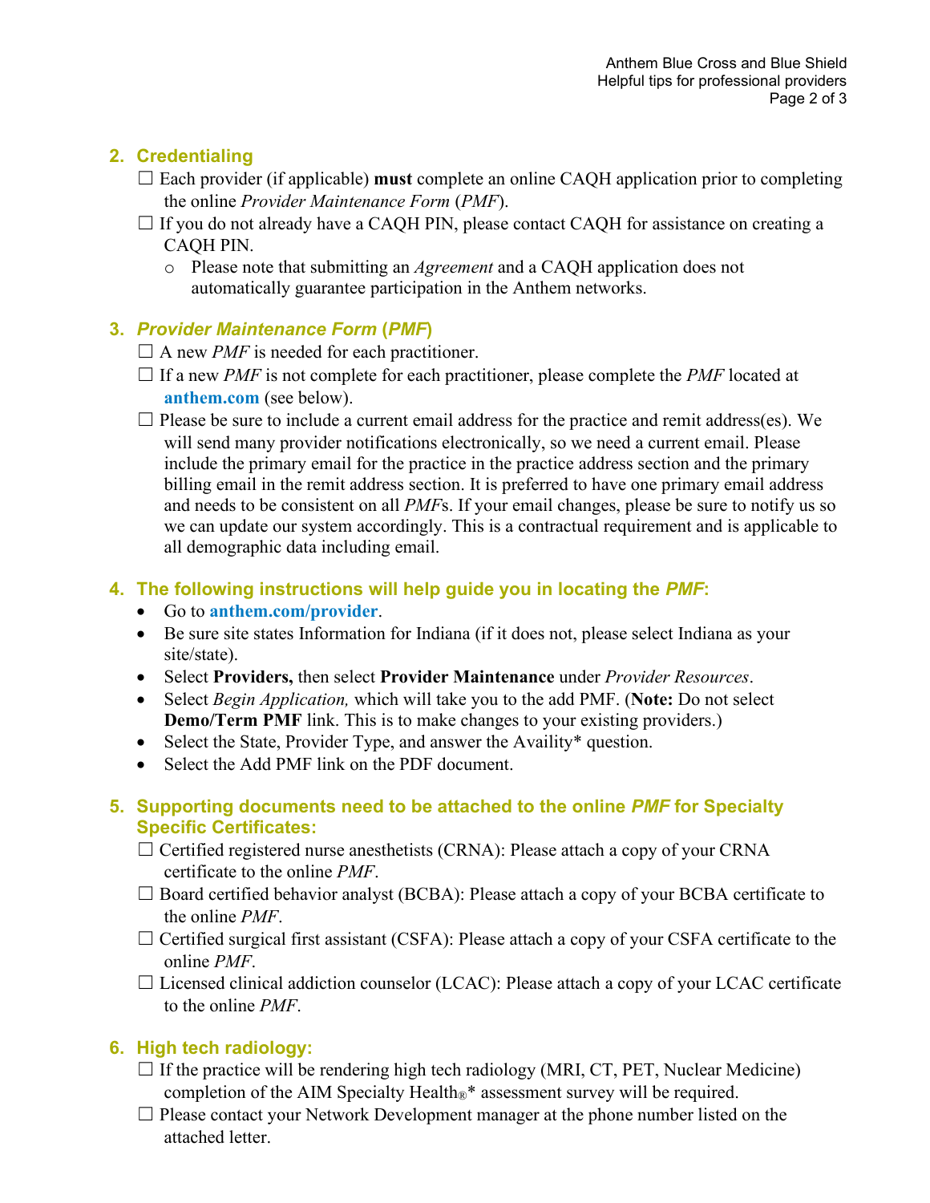## 2. Credentialing

☐ Each provider (if applicable) **must** complete an online CAQH application prior to completing the online *Provider Maintenance Form* (*PMF*).

☐ If you do not already have a CAQH PIN, please contact CAQH for assistance on creating a CAQH PIN.

- Please note that submitting an *Agreement* and a CAQH application does not automatically guarantee participation in the Anthem networks.

## 3. *Provider Maintenance Form* (*PMF*)

☐ A new *PMF* is needed for each practitioner.

☐ If a new *PMF* is not complete for each practitioner, please complete the *PMF* located at **anthem.com** (see below).

☐ Please be sure to include a current email address for the practice and remit address(es). We will send many provider notifications electronically, so we need a current email. Please include the primary email for the practice in the practice address section and the primary billing email in the remit address section. It is preferred to have one primary email address and needs to be consistent on all *PMF*s. If your email changes, please be sure to notify us so we can update our system accordingly. This is a contractual requirement and is applicable to all demographic data including email.

## 4. The following instructions will help guide you in locating the *PMF*:

- Go to **anthem.com/provider**.
- Be sure site states Information for Indiana (if it does not, please select Indiana as your site/state).
- Select **Providers,** then select **Provider Maintenance** under *Provider Resources*.
- Select *Begin Application,* which will take you to the add PMF. (**Note:** Do not select **Demo/Term PMF** link. This is to make changes to your existing providers.)
- Select the State, Provider Type, and answer the Availity* question.
- Select the Add PMF link on the PDF document.

## 5. Supporting documents need to be attached to the online *PMF* for Specialty Specific Certificates:

☐ Certified registered nurse anesthetists (CRNA): Please attach a copy of your CRNA certificate to the online *PMF*.

☐ Board certified behavior analyst (BCBA): Please attach a copy of your BCBA certificate to the online *PMF*.

☐ Certified surgical first assistant (CSFA): Please attach a copy of your CSFA certificate to the online *PMF*.

☐ Licensed clinical addiction counselor (LCAC): Please attach a copy of your LCAC certificate to the online *PMF*.

## 6. High tech radiology:

☐ If the practice will be rendering high tech radiology (MRI, CT, PET, Nuclear Medicine) completion of the AIM Specialty Health®* assessment survey will be required.

☐ Please contact your Network Development manager at the phone number listed on the attached letter.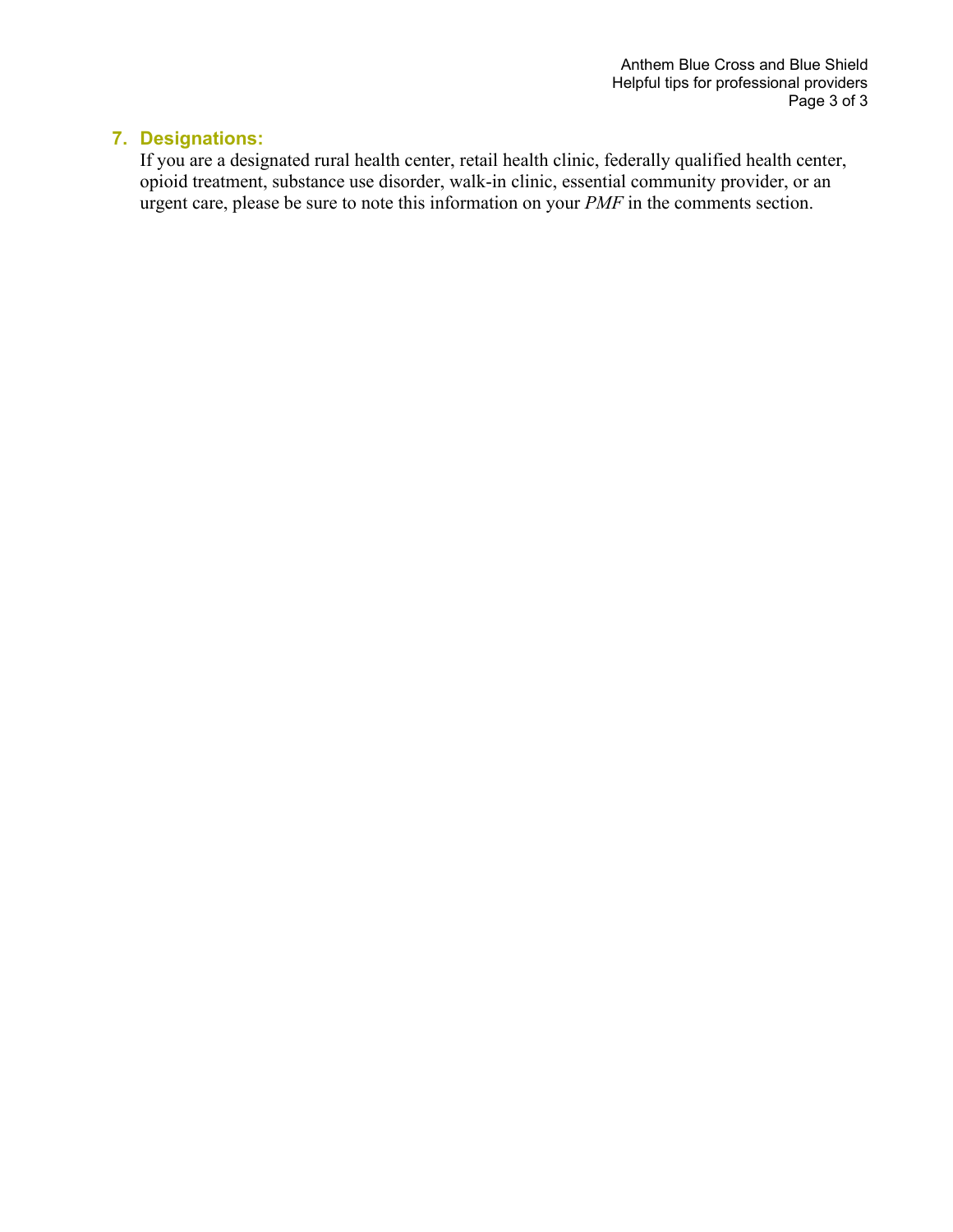7. **Designations:**

   If you are a designated rural health center, retail health clinic, federally qualified health center, opioid treatment, substance use disorder, walk-in clinic, essential community provider, or an urgent care, please be sure to note this information on your *PMF* in the comments section.